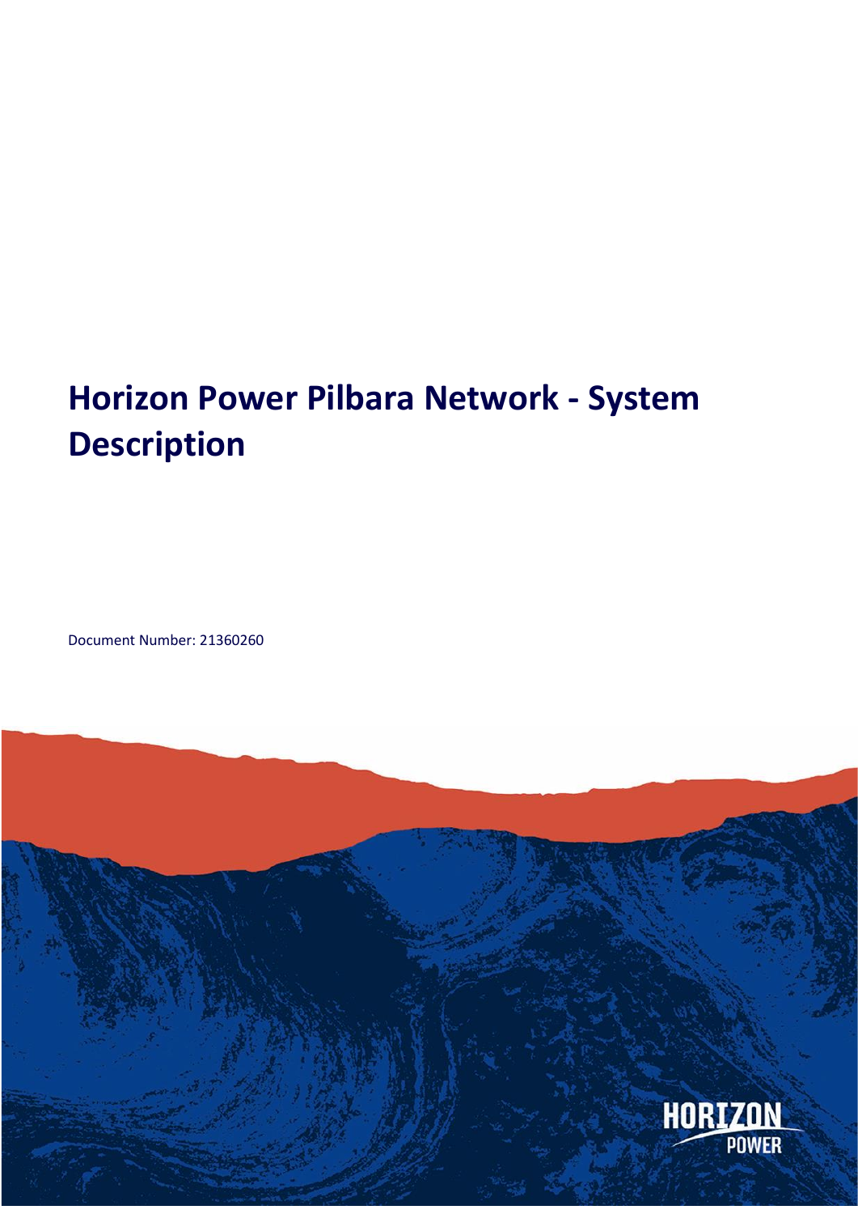# Horizon Power Pilbara Network - System Description

Document Number: 21360260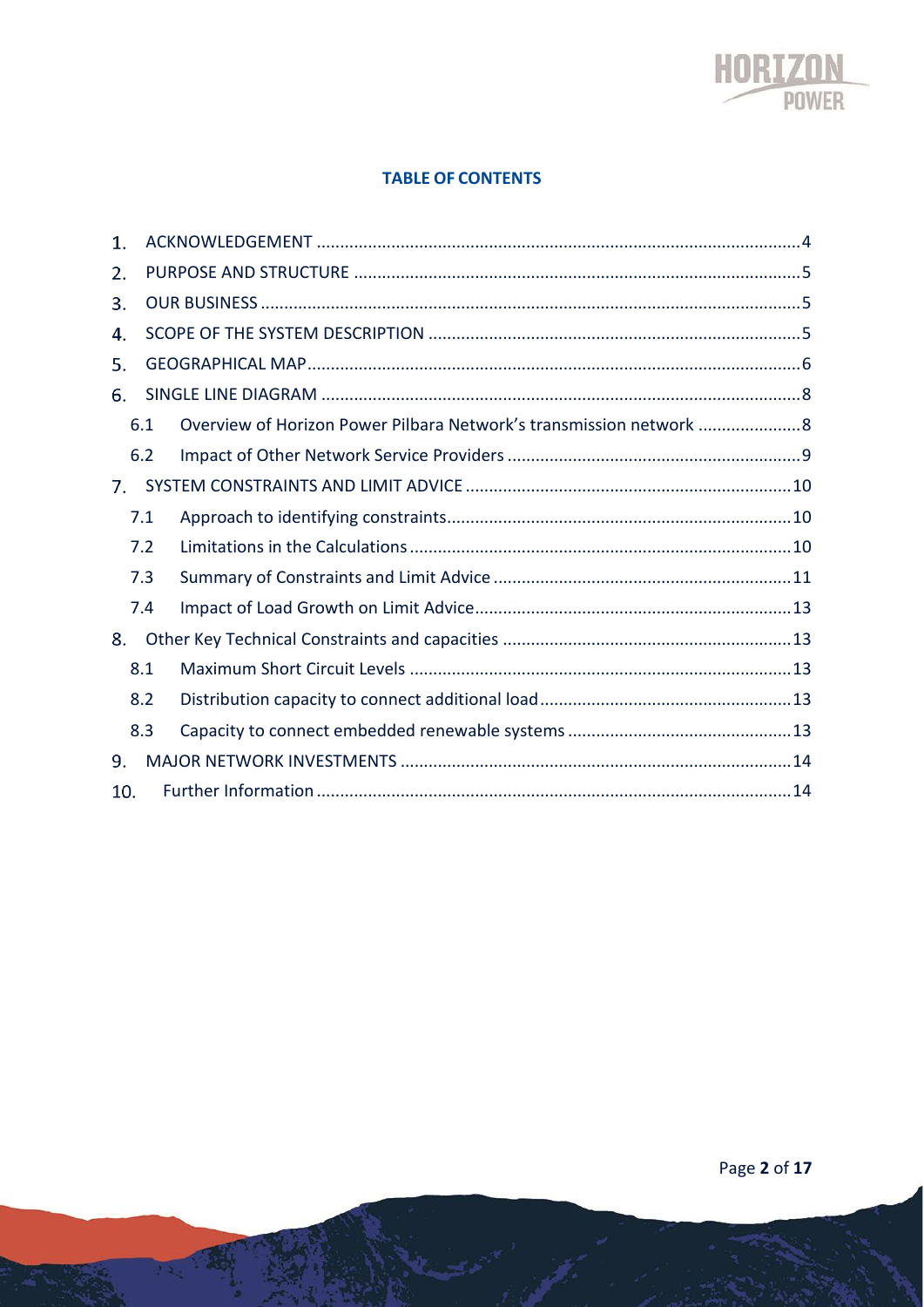**TABLE OF CONTENTS**

1. ACKNOWLEDGEMENT ....................................................................................................... 4
2. PURPOSE AND STRUCTURE ............................................................................................... 5
3. OUR BUSINESS .................................................................................................................. 5
4. SCOPE OF THE SYSTEM DESCRIPTION ............................................................................... 5
5. GEOGRAPHICAL MAP ......................................................................................................... 6
6. SINGLE LINE DIAGRAM ...................................................................................................... 8
   - 6.1 Overview of Horizon Power Pilbara Network's transmission network ..................... 8
   - 6.2 Impact of Other Network Service Providers .............................................................. 9
7. SYSTEM CONSTRAINTS AND LIMIT ADVICE ..................................................................... 10
   - 7.1 Approach to identifying constraints ......................................................................... 10
   - 7.2 Limitations in the Calculations ................................................................................. 10
   - 7.3 Summary of Constraints and Limit Advice ............................................................... 11
   - 7.4 Impact of Load Growth on Limit Advice ................................................................... 13
8. Other Key Technical Constraints and capacities ............................................................. 13
   - 8.1 Maximum Short Circuit Levels ................................................................................. 13
   - 8.2 Distribution capacity to connect additional load ...................................................... 13
   - 8.3 Capacity to connect embedded renewable systems ............................................... 13
9. MAJOR NETWORK INVESTMENTS ................................................................................... 14
10. Further Information ....................................................................................................... 14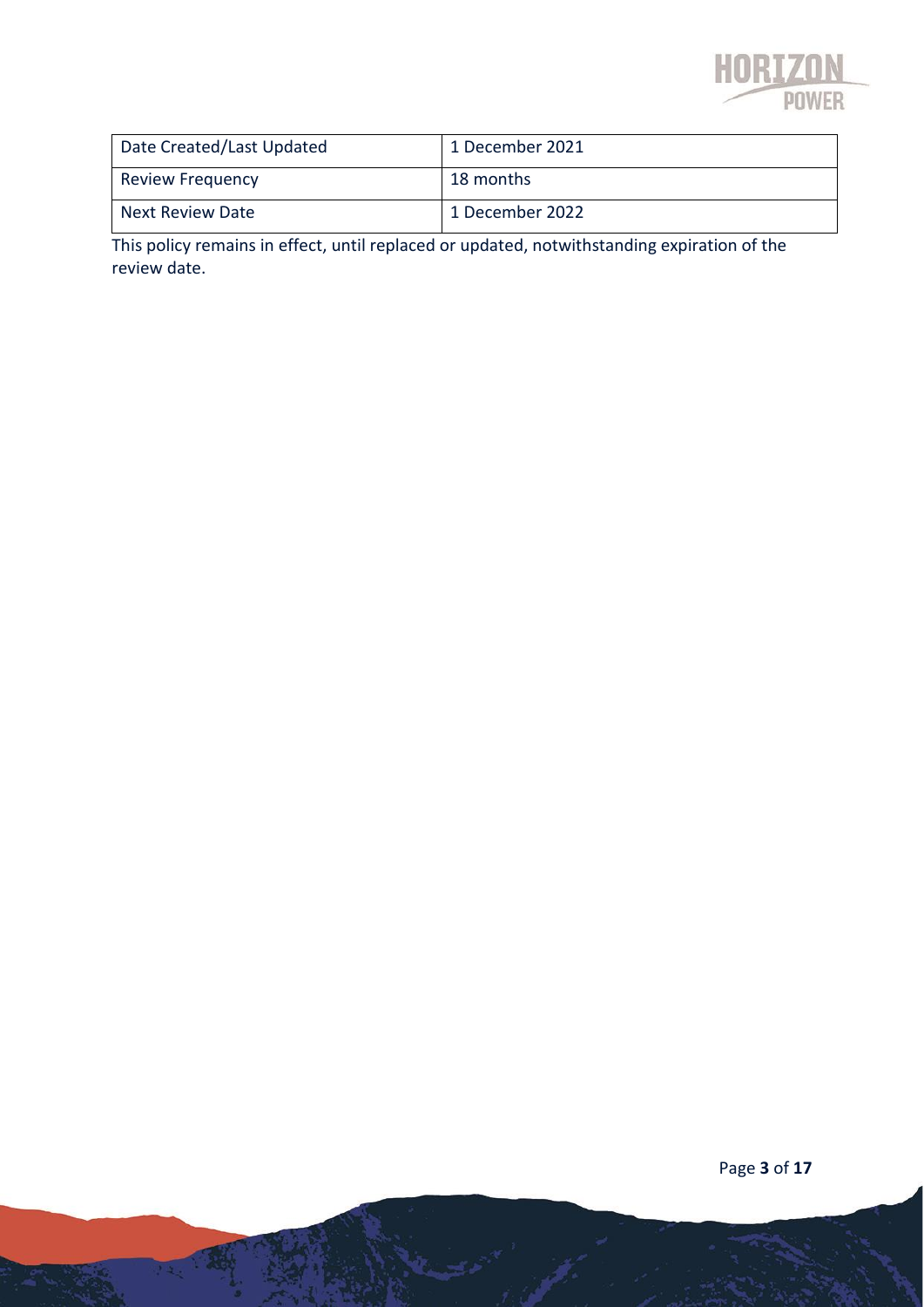| Date Created/Last Updated | 1 December 2021 |
| --- | --- |
| Review Frequency | 18 months |
| Next Review Date | 1 December 2022 |

This policy remains in effect, until replaced or updated, notwithstanding expiration of the review date.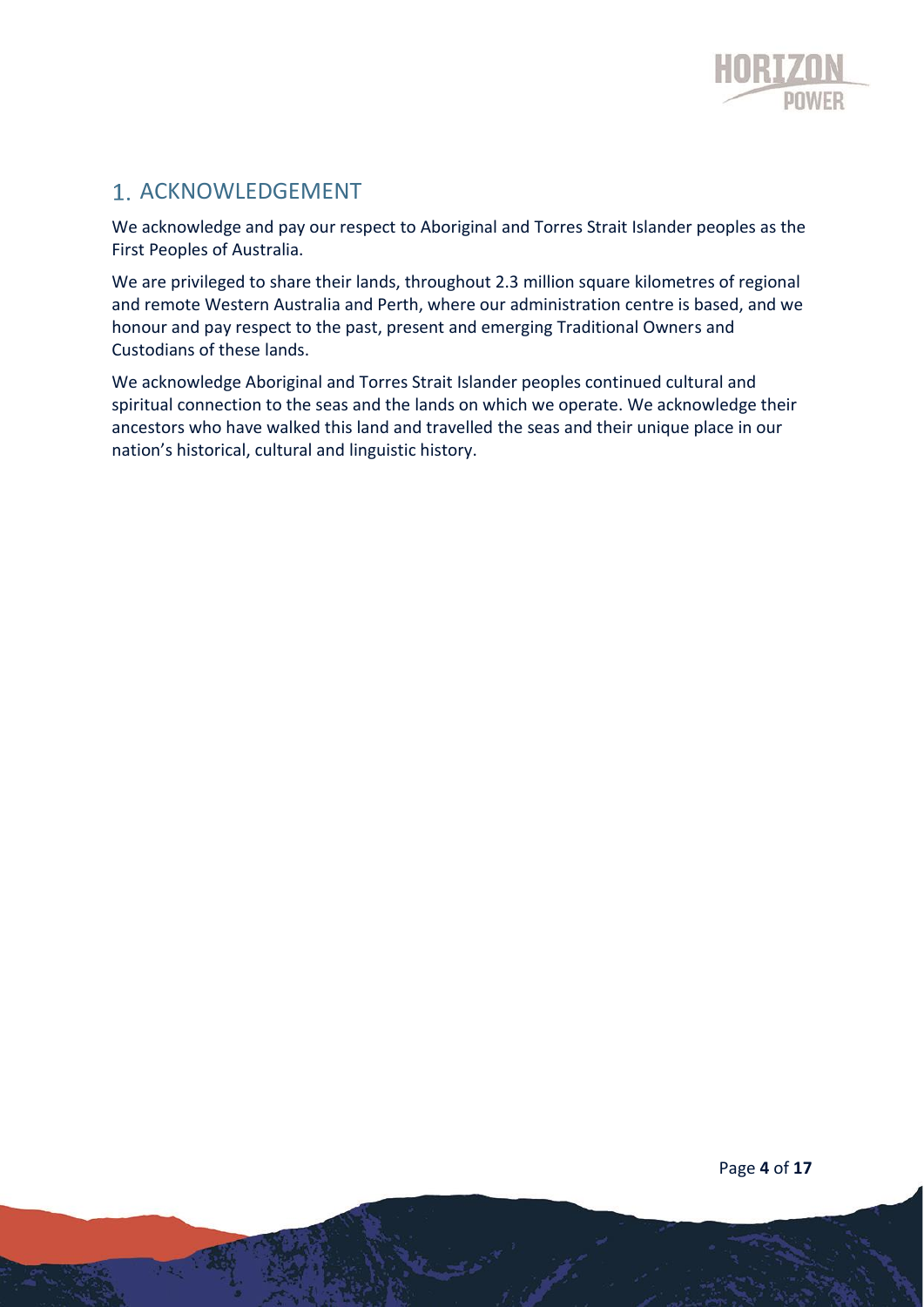## 1. ACKNOWLEDGEMENT

We acknowledge and pay our respect to Aboriginal and Torres Strait Islander peoples as the First Peoples of Australia.

We are privileged to share their lands, throughout 2.3 million square kilometres of regional and remote Western Australia and Perth, where our administration centre is based, and we honour and pay respect to the past, present and emerging Traditional Owners and Custodians of these lands.

We acknowledge Aboriginal and Torres Strait Islander peoples continued cultural and spiritual connection to the seas and the lands on which we operate. We acknowledge their ancestors who have walked this land and travelled the seas and their unique place in our nation's historical, cultural and linguistic history.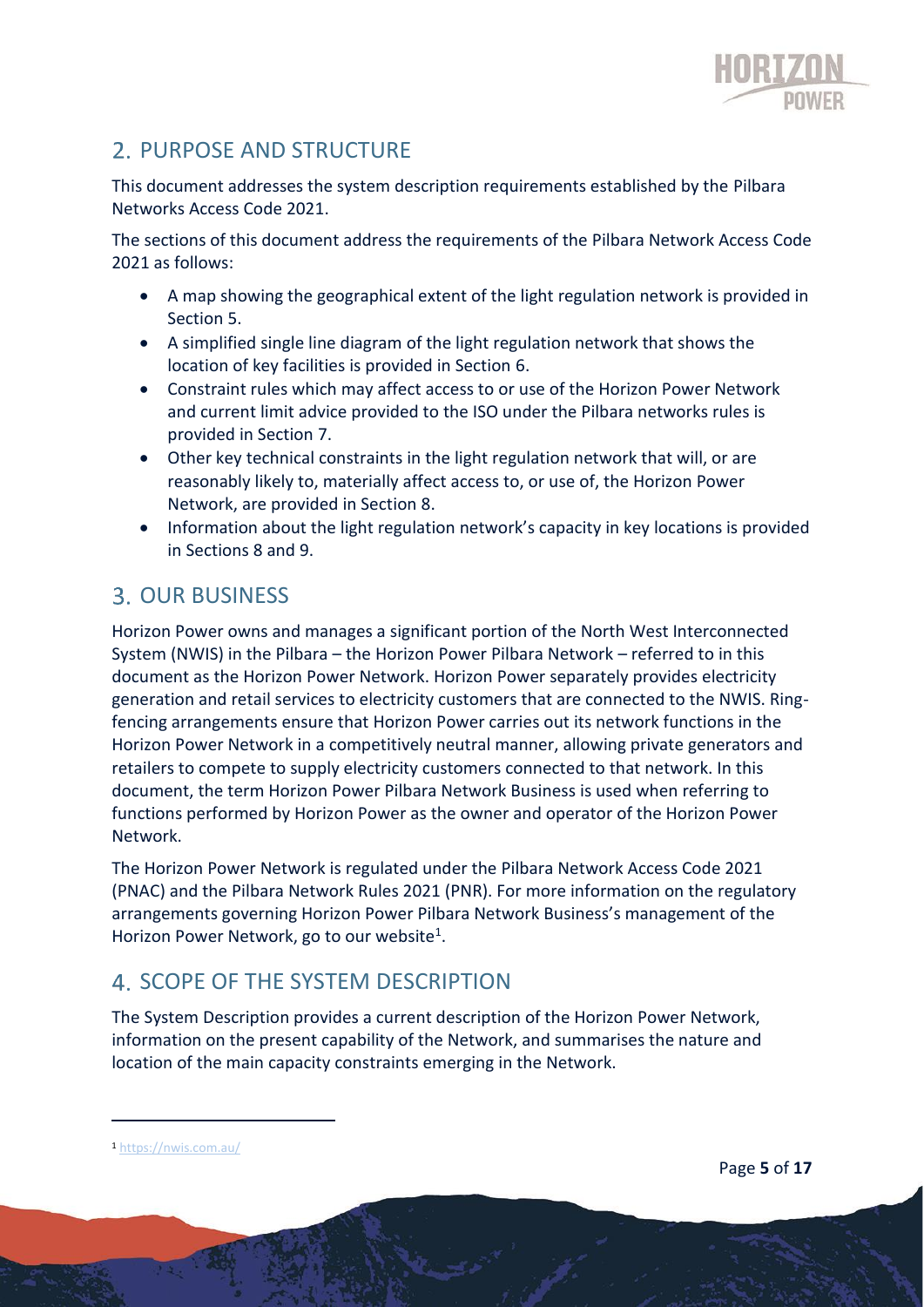## 2. PURPOSE AND STRUCTURE

This document addresses the system description requirements established by the Pilbara Networks Access Code 2021.

The sections of this document address the requirements of the Pilbara Network Access Code 2021 as follows:

- A map showing the geographical extent of the light regulation network is provided in Section 5.
- A simplified single line diagram of the light regulation network that shows the location of key facilities is provided in Section 6.
- Constraint rules which may affect access to or use of the Horizon Power Network and current limit advice provided to the ISO under the Pilbara networks rules is provided in Section 7.
- Other key technical constraints in the light regulation network that will, or are reasonably likely to, materially affect access to, or use of, the Horizon Power Network, are provided in Section 8.
- Information about the light regulation network's capacity in key locations is provided in Sections 8 and 9.

## 3. OUR BUSINESS

Horizon Power owns and manages a significant portion of the North West Interconnected System (NWIS) in the Pilbara – the Horizon Power Pilbara Network – referred to in this document as the Horizon Power Network. Horizon Power separately provides electricity generation and retail services to electricity customers that are connected to the NWIS. Ring-fencing arrangements ensure that Horizon Power carries out its network functions in the Horizon Power Network in a competitively neutral manner, allowing private generators and retailers to compete to supply electricity customers connected to that network. In this document, the term Horizon Power Pilbara Network Business is used when referring to functions performed by Horizon Power as the owner and operator of the Horizon Power Network.

The Horizon Power Network is regulated under the Pilbara Network Access Code 2021 (PNAC) and the Pilbara Network Rules 2021 (PNR). For more information on the regulatory arrangements governing Horizon Power Pilbara Network Business's management of the Horizon Power Network, go to our website[1].

## 4. SCOPE OF THE SYSTEM DESCRIPTION

The System Description provides a current description of the Horizon Power Network, information on the present capability of the Network, and summarises the nature and location of the main capacity constraints emerging in the Network.

---

[1] https://nwis.com.au/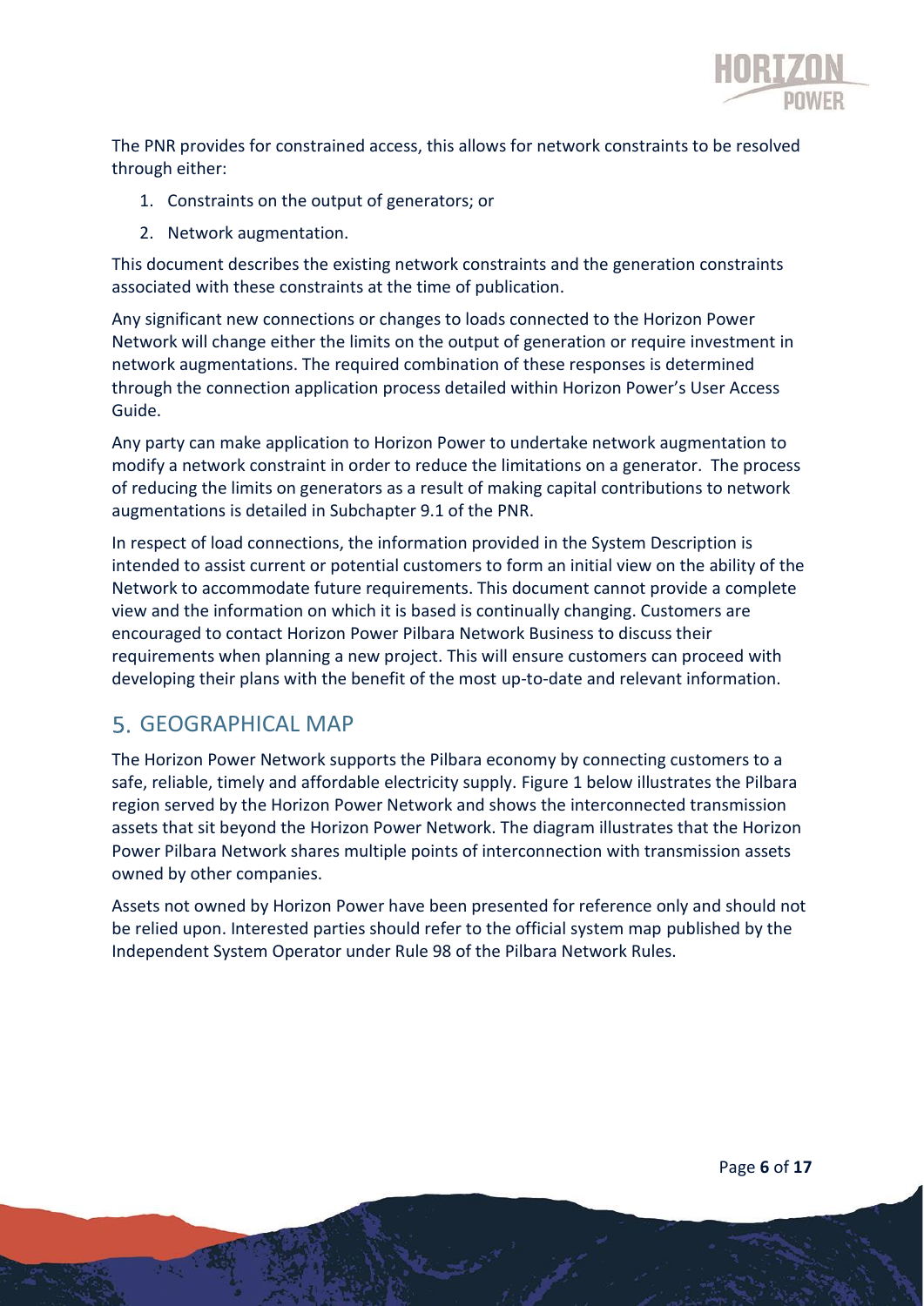The PNR provides for constrained access, this allows for network constraints to be resolved through either:

1. Constraints on the output of generators; or
2. Network augmentation.

This document describes the existing network constraints and the generation constraints associated with these constraints at the time of publication.

Any significant new connections or changes to loads connected to the Horizon Power Network will change either the limits on the output of generation or require investment in network augmentations. The required combination of these responses is determined through the connection application process detailed within Horizon Power's User Access Guide.

Any party can make application to Horizon Power to undertake network augmentation to modify a network constraint in order to reduce the limitations on a generator. The process of reducing the limits on generators as a result of making capital contributions to network augmentations is detailed in Subchapter 9.1 of the PNR.

In respect of load connections, the information provided in the System Description is intended to assist current or potential customers to form an initial view on the ability of the Network to accommodate future requirements. This document cannot provide a complete view and the information on which it is based is continually changing. Customers are encouraged to contact Horizon Power Pilbara Network Business to discuss their requirements when planning a new project. This will ensure customers can proceed with developing their plans with the benefit of the most up-to-date and relevant information.

## 5. GEOGRAPHICAL MAP

The Horizon Power Network supports the Pilbara economy by connecting customers to a safe, reliable, timely and affordable electricity supply. Figure 1 below illustrates the Pilbara region served by the Horizon Power Network and shows the interconnected transmission assets that sit beyond the Horizon Power Network. The diagram illustrates that the Horizon Power Pilbara Network shares multiple points of interconnection with transmission assets owned by other companies.

Assets not owned by Horizon Power have been presented for reference only and should not be relied upon. Interested parties should refer to the official system map published by the Independent System Operator under Rule 98 of the Pilbara Network Rules.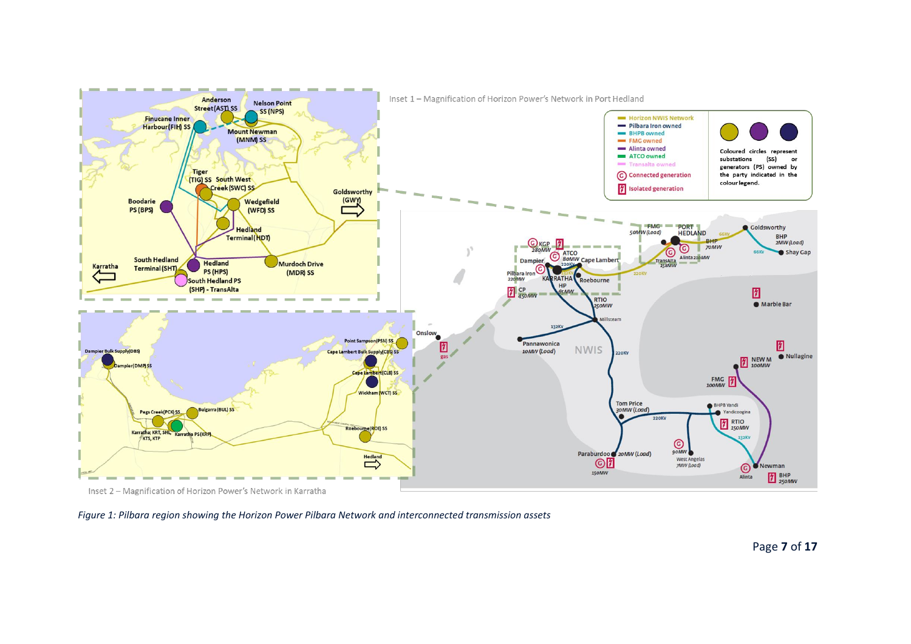*Figure 1: Pilbara region showing the Horizon Power Pilbara Network and interconnected transmission assets*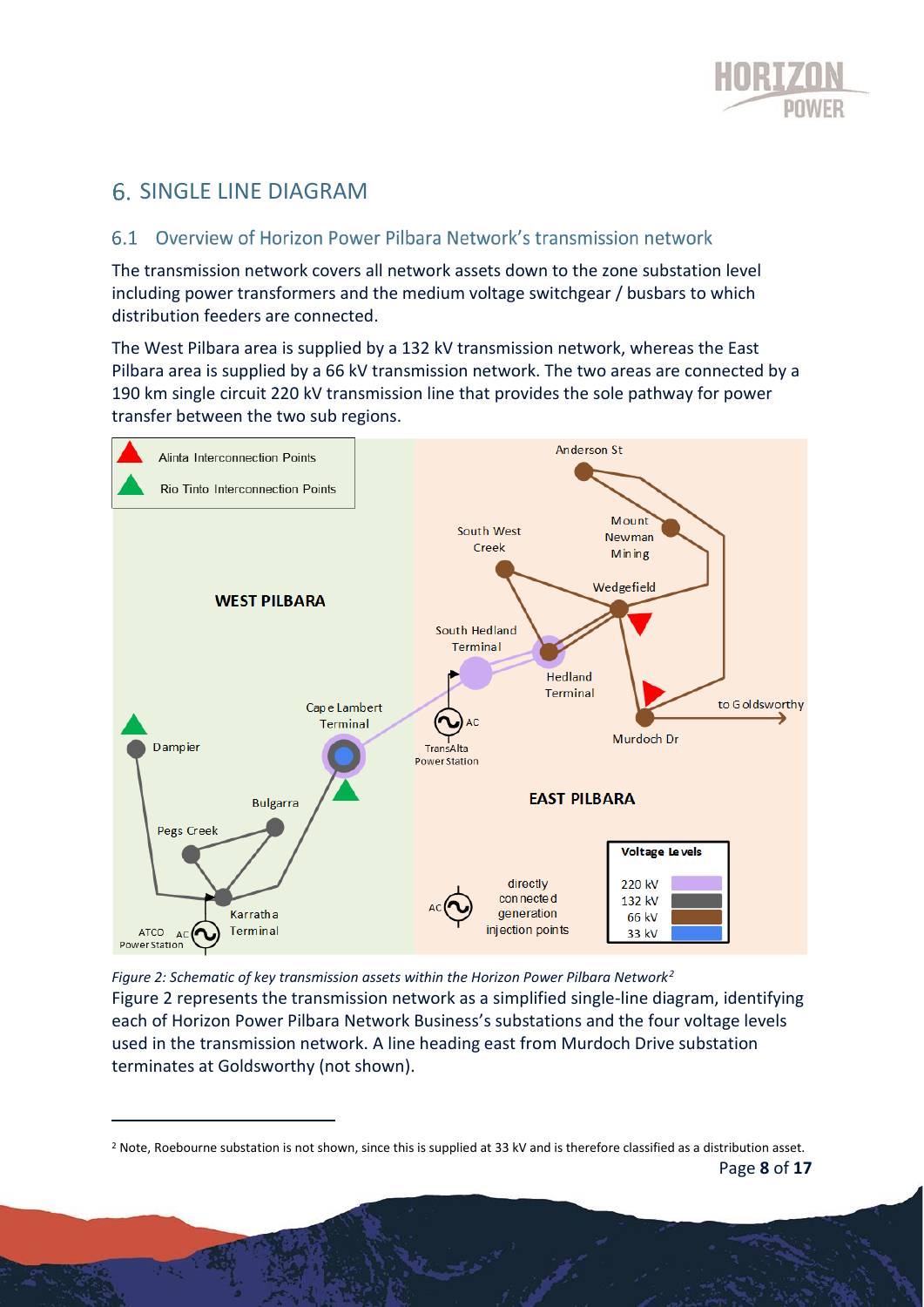# 6. SINGLE LINE DIAGRAM

## 6.1 Overview of Horizon Power Pilbara Network's transmission network

The transmission network covers all network assets down to the zone substation level including power transformers and the medium voltage switchgear / busbars to which distribution feeders are connected.

The West Pilbara area is supplied by a 132 kV transmission network, whereas the East Pilbara area is supplied by a 66 kV transmission network. The two areas are connected by a 190 km single circuit 220 kV transmission line that provides the sole pathway for power transfer between the two sub regions.

*Figure 2: Schematic of key transmission assets within the Horizon Power Pilbara Network*[2]

Figure 2 represents the transmission network as a simplified single-line diagram, identifying each of Horizon Power Pilbara Network Business's substations and the four voltage levels used in the transmission network. A line heading east from Murdoch Drive substation terminates at Goldsworthy (not shown).

---

[2] Note, Roebourne substation is not shown, since this is supplied at 33 kV and is therefore classified as a distribution asset.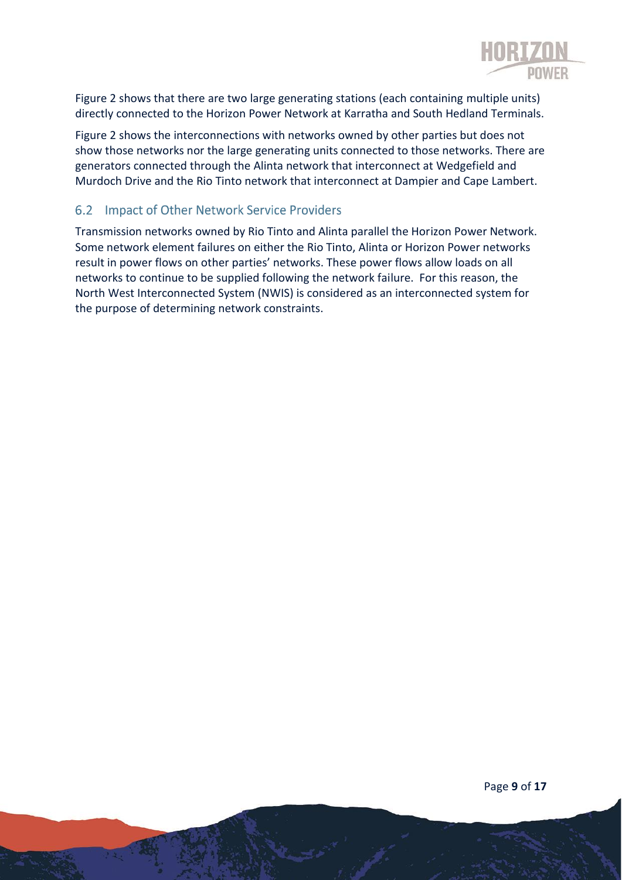Figure 2 shows that there are two large generating stations (each containing multiple units) directly connected to the Horizon Power Network at Karratha and South Hedland Terminals.

Figure 2 shows the interconnections with networks owned by other parties but does not show those networks nor the large generating units connected to those networks. There are generators connected through the Alinta network that interconnect at Wedgefield and Murdoch Drive and the Rio Tinto network that interconnect at Dampier and Cape Lambert.

## 6.2 Impact of Other Network Service Providers

Transmission networks owned by Rio Tinto and Alinta parallel the Horizon Power Network. Some network element failures on either the Rio Tinto, Alinta or Horizon Power networks result in power flows on other parties' networks. These power flows allow loads on all networks to continue to be supplied following the network failure. For this reason, the North West Interconnected System (NWIS) is considered as an interconnected system for the purpose of determining network constraints.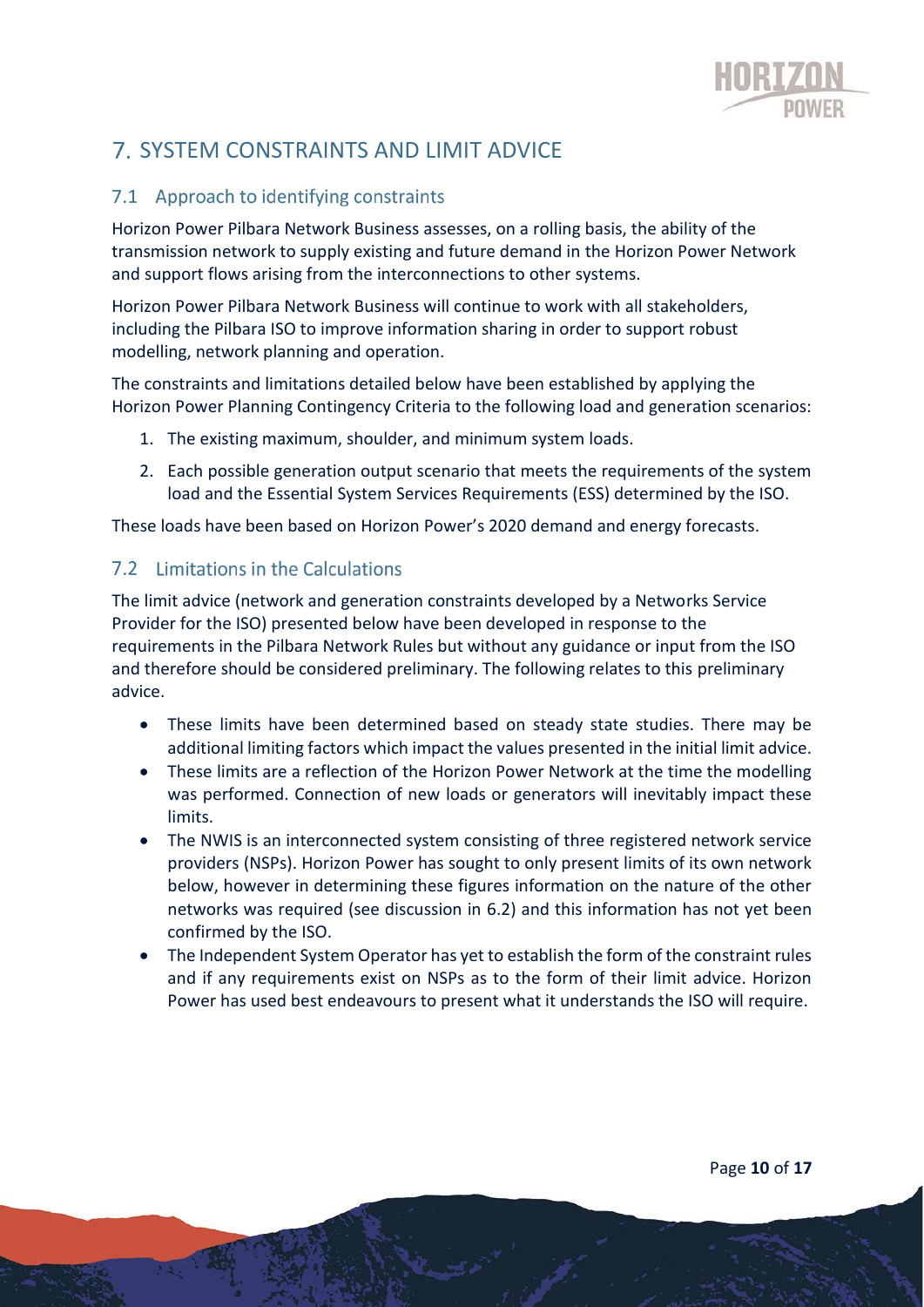# 7. SYSTEM CONSTRAINTS AND LIMIT ADVICE

## 7.1 Approach to identifying constraints

Horizon Power Pilbara Network Business assesses, on a rolling basis, the ability of the transmission network to supply existing and future demand in the Horizon Power Network and support flows arising from the interconnections to other systems.

Horizon Power Pilbara Network Business will continue to work with all stakeholders, including the Pilbara ISO to improve information sharing in order to support robust modelling, network planning and operation.

The constraints and limitations detailed below have been established by applying the Horizon Power Planning Contingency Criteria to the following load and generation scenarios:

1. The existing maximum, shoulder, and minimum system loads.
2. Each possible generation output scenario that meets the requirements of the system load and the Essential System Services Requirements (ESS) determined by the ISO.

These loads have been based on Horizon Power's 2020 demand and energy forecasts.

## 7.2 Limitations in the Calculations

The limit advice (network and generation constraints developed by a Networks Service Provider for the ISO) presented below have been developed in response to the requirements in the Pilbara Network Rules but without any guidance or input from the ISO and therefore should be considered preliminary. The following relates to this preliminary advice.

- These limits have been determined based on steady state studies. There may be additional limiting factors which impact the values presented in the initial limit advice.
- These limits are a reflection of the Horizon Power Network at the time the modelling was performed. Connection of new loads or generators will inevitably impact these limits.
- The NWIS is an interconnected system consisting of three registered network service providers (NSPs). Horizon Power has sought to only present limits of its own network below, however in determining these figures information on the nature of the other networks was required (see discussion in 6.2) and this information has not yet been confirmed by the ISO.
- The Independent System Operator has yet to establish the form of the constraint rules and if any requirements exist on NSPs as to the form of their limit advice. Horizon Power has used best endeavours to present what it understands the ISO will require.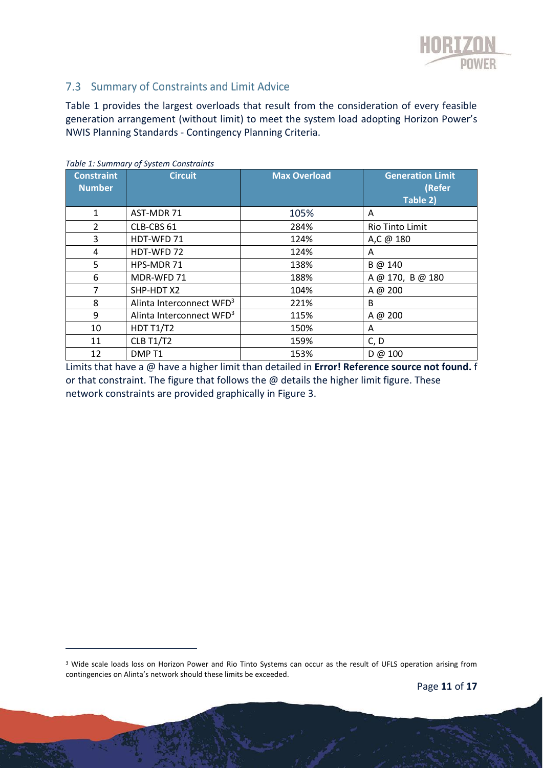## 7.3 Summary of Constraints and Limit Advice

Table 1 provides the largest overloads that result from the consideration of every feasible generation arrangement (without limit) to meet the system load adopting Horizon Power's NWIS Planning Standards - Contingency Planning Criteria.

*Table 1: Summary of System Constraints*

| Constraint Number | Circuit | Max Overload | Generation Limit (Refer Table 2) |
|---|---|---|---|
| 1 | AST-MDR 71 | 105% | A |
| 2 | CLB-CBS 61 | 284% | Rio Tinto Limit |
| 3 | HDT-WFD 71 | 124% | A,C @ 180 |
| 4 | HDT-WFD 72 | 124% | A |
| 5 | HPS-MDR 71 | 138% | B @ 140 |
| 6 | MDR-WFD 71 | 188% | A @ 170, B @ 180 |
| 7 | SHP-HDT X2 | 104% | A @ 200 |
| 8 | Alinta Interconnect WFD[3] | 221% | B |
| 9 | Alinta Interconnect WFD[3] | 115% | A @ 200 |
| 10 | HDT T1/T2 | 150% | A |
| 11 | CLB T1/T2 | 159% | C, D |
| 12 | DMP T1 | 153% | D @ 100 |

Limits that have a @ have a higher limit than detailed in **Error! Reference source not found.** for that constraint. The figure that follows the @ details the higher limit figure. These network constraints are provided graphically in Figure 3.

[3] Wide scale loads loss on Horizon Power and Rio Tinto Systems can occur as the result of UFLS operation arising from contingencies on Alinta's network should these limits be exceeded.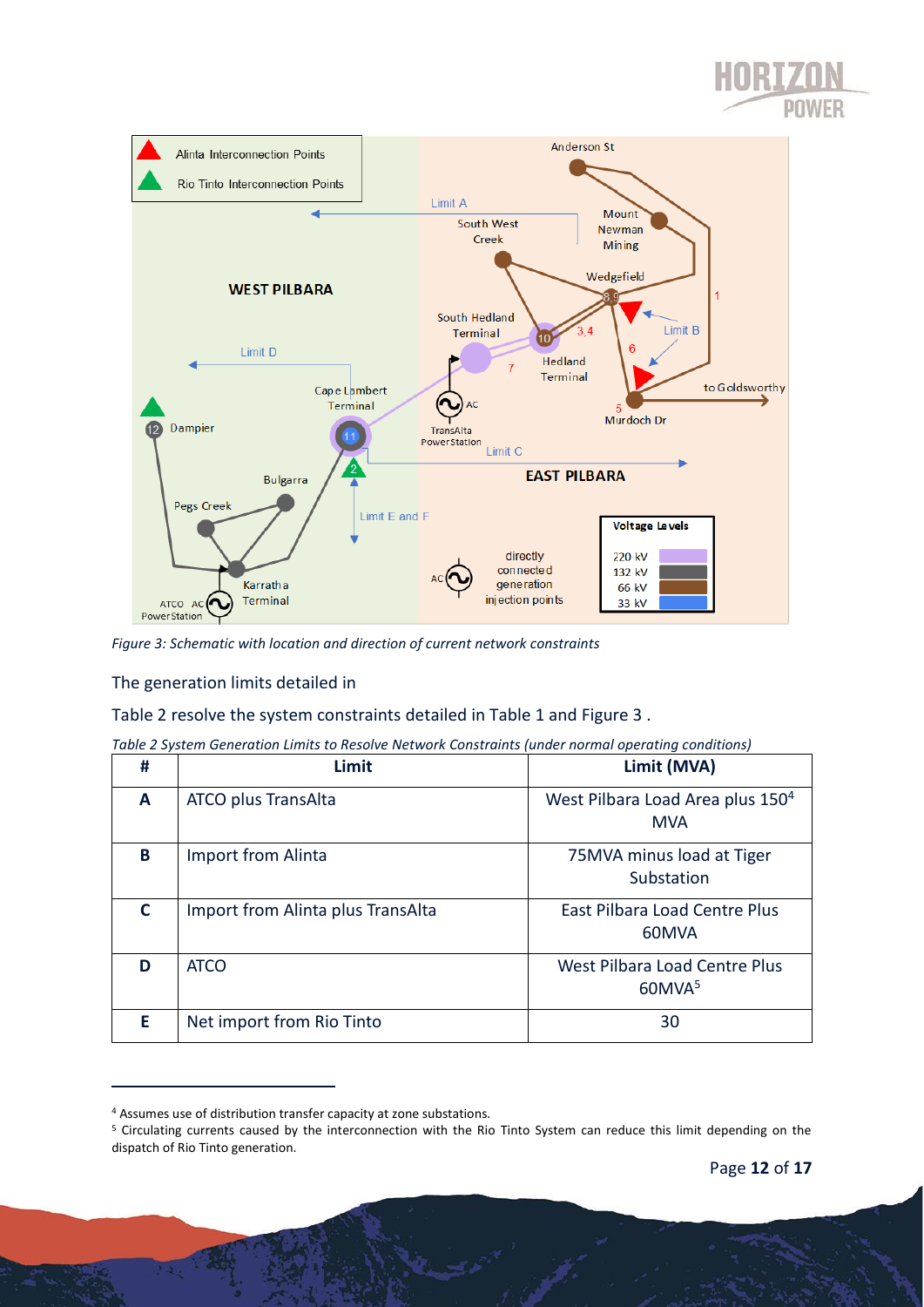*Figure 3: Schematic with location and direction of current network constraints*

The generation limits detailed in

Table 2 resolve the system constraints detailed in Table 1 and Figure 3 .

*Table 2 System Generation Limits to Resolve Network Constraints (under normal operating conditions)*

| # | Limit | Limit (MVA) |
|---|---|---|
| **A** | ATCO plus TransAlta | West Pilbara Load Area plus 150[4] MVA |
| **B** | Import from Alinta | 75MVA minus load at Tiger Substation |
| **C** | Import from Alinta plus TransAlta | East Pilbara Load Centre Plus 60MVA |
| **D** | ATCO | West Pilbara Load Centre Plus 60MVA[5] |
| **E** | Net import from Rio Tinto | 30 |

[4] Assumes use of distribution transfer capacity at zone substations.

[5] Circulating currents caused by the interconnection with the Rio Tinto System can reduce this limit depending on the dispatch of Rio Tinto generation.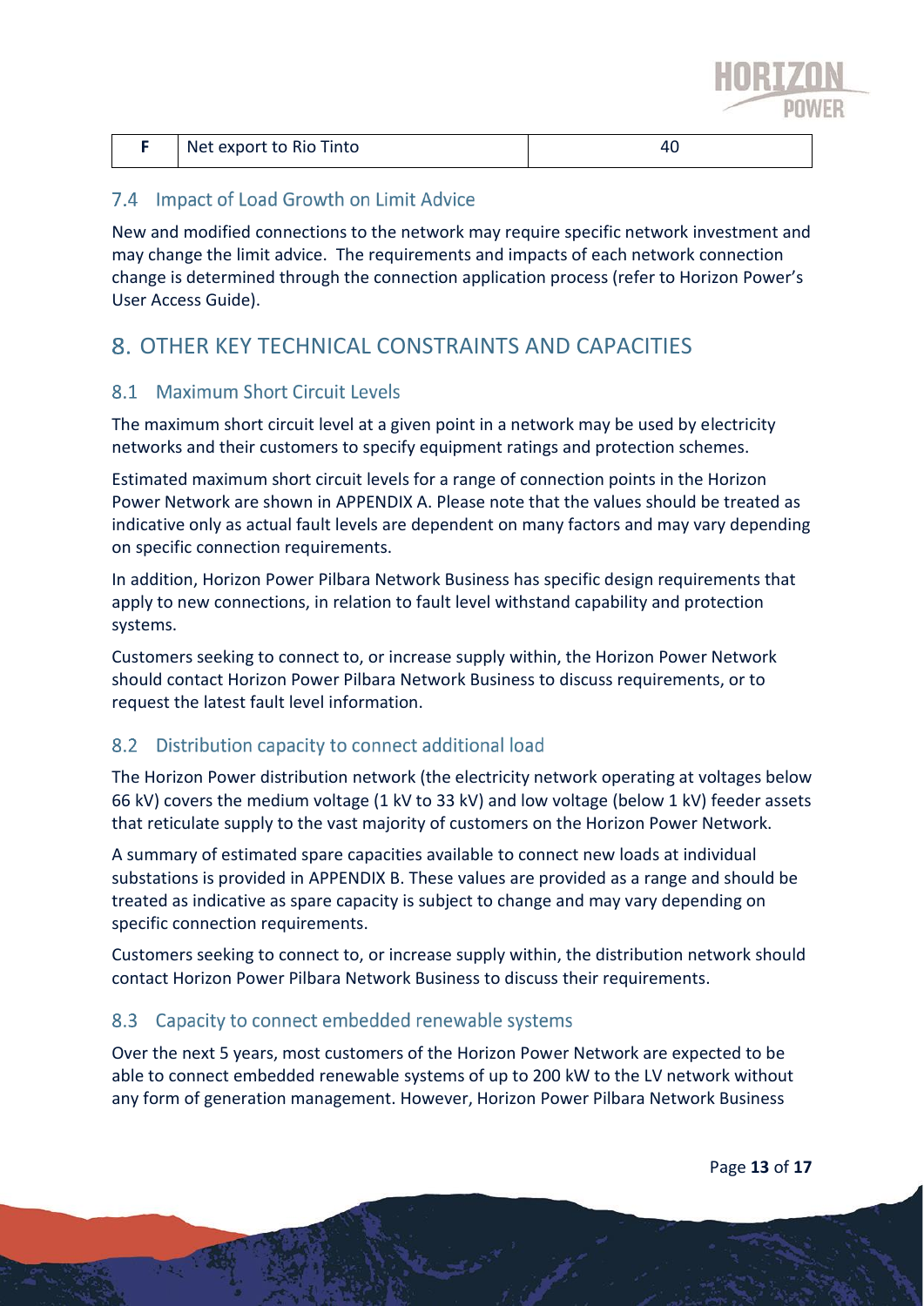| F | Net export to Rio Tinto | 40 |
|---|---|---|

### 7.4 Impact of Load Growth on Limit Advice

New and modified connections to the network may require specific network investment and may change the limit advice. The requirements and impacts of each network connection change is determined through the connection application process (refer to Horizon Power's User Access Guide).

## 8. OTHER KEY TECHNICAL CONSTRAINTS AND CAPACITIES

### 8.1 Maximum Short Circuit Levels

The maximum short circuit level at a given point in a network may be used by electricity networks and their customers to specify equipment ratings and protection schemes.

Estimated maximum short circuit levels for a range of connection points in the Horizon Power Network are shown in APPENDIX A. Please note that the values should be treated as indicative only as actual fault levels are dependent on many factors and may vary depending on specific connection requirements.

In addition, Horizon Power Pilbara Network Business has specific design requirements that apply to new connections, in relation to fault level withstand capability and protection systems.

Customers seeking to connect to, or increase supply within, the Horizon Power Network should contact Horizon Power Pilbara Network Business to discuss requirements, or to request the latest fault level information.

### 8.2 Distribution capacity to connect additional load

The Horizon Power distribution network (the electricity network operating at voltages below 66 kV) covers the medium voltage (1 kV to 33 kV) and low voltage (below 1 kV) feeder assets that reticulate supply to the vast majority of customers on the Horizon Power Network.

A summary of estimated spare capacities available to connect new loads at individual substations is provided in APPENDIX B. These values are provided as a range and should be treated as indicative as spare capacity is subject to change and may vary depending on specific connection requirements.

Customers seeking to connect to, or increase supply within, the distribution network should contact Horizon Power Pilbara Network Business to discuss their requirements.

### 8.3 Capacity to connect embedded renewable systems

Over the next 5 years, most customers of the Horizon Power Network are expected to be able to connect embedded renewable systems of up to 200 kW to the LV network without any form of generation management. However, Horizon Power Pilbara Network Business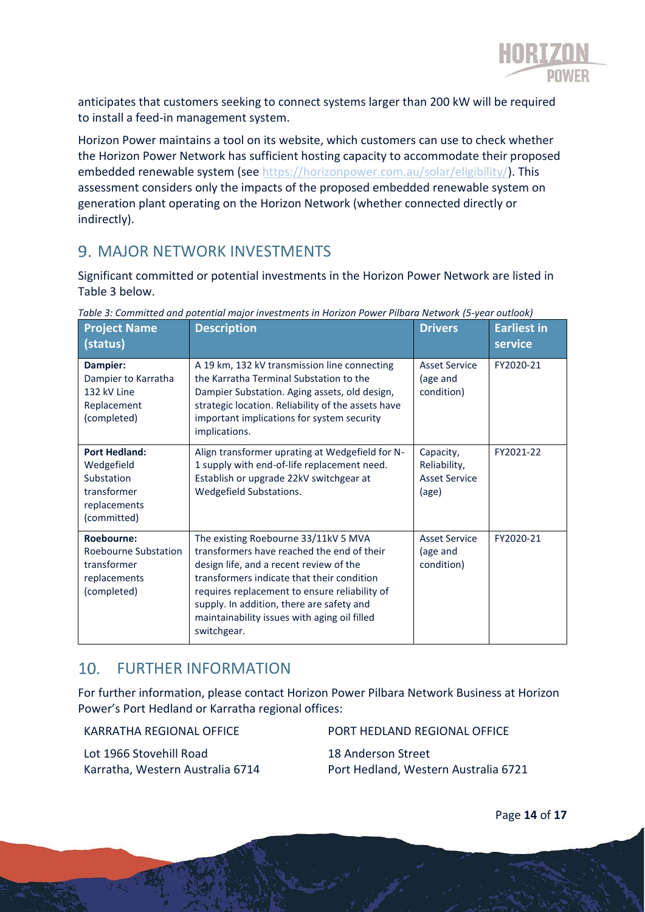anticipates that customers seeking to connect systems larger than 200 kW will be required to install a feed-in management system.

Horizon Power maintains a tool on its website, which customers can use to check whether the Horizon Power Network has sufficient hosting capacity to accommodate their proposed embedded renewable system (see https://horizonpower.com.au/solar/eligibility/). This assessment considers only the impacts of the proposed embedded renewable system on generation plant operating on the Horizon Network (whether connected directly or indirectly).

## 9. MAJOR NETWORK INVESTMENTS

Significant committed or potential investments in the Horizon Power Network are listed in Table 3 below.

*Table 3: Committed and potential major investments in Horizon Power Pilbara Network (5-year outlook)*

| Project Name (status) | Description | Drivers | Earliest in service |
|---|---|---|---|
| **Dampier:** Dampier to Karratha 132 kV Line Replacement (completed) | A 19 km, 132 kV transmission line connecting the Karratha Terminal Substation to the Dampier Substation. Aging assets, old design, strategic location. Reliability of the assets have important implications for system security implications. | Asset Service (age and condition) | FY2020-21 |
| **Port Hedland:** Wedgefield Substation transformer replacements (committed) | Align transformer uprating at Wedgefield for N-1 supply with end-of-life replacement need. Establish or upgrade 22kV switchgear at Wedgefield Substations. | Capacity, Reliability, Asset Service (age) | FY2021-22 |
| **Roebourne:** Roebourne Substation transformer replacements (completed) | The existing Roebourne 33/11kV 5 MVA transformers have reached the end of their design life, and a recent review of the transformers indicate that their condition requires replacement to ensure reliability of supply. In addition, there are safety and maintainability issues with aging oil filled switchgear. | Asset Service (age and condition) | FY2020-21 |

## 10. FURTHER INFORMATION

For further information, please contact Horizon Power Pilbara Network Business at Horizon Power's Port Hedland or Karratha regional offices:

KARRATHA REGIONAL OFFICE

Lot 1966 Stovehill Road
Karratha, Western Australia 6714

PORT HEDLAND REGIONAL OFFICE

18 Anderson Street
Port Hedland, Western Australia 6721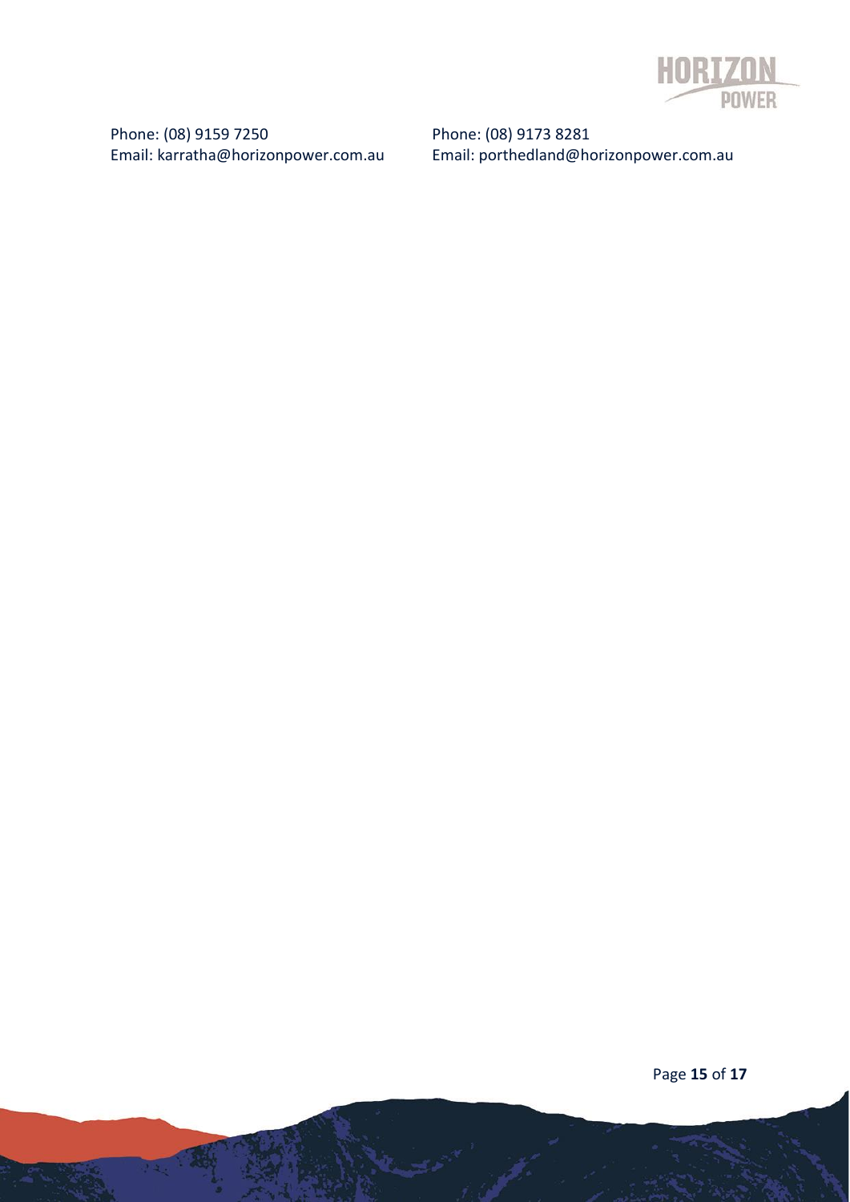Phone: (08) 9159 7250
Email: karratha@horizonpower.com.au

Phone: (08) 9173 8281
Email: porthedland@horizonpower.com.au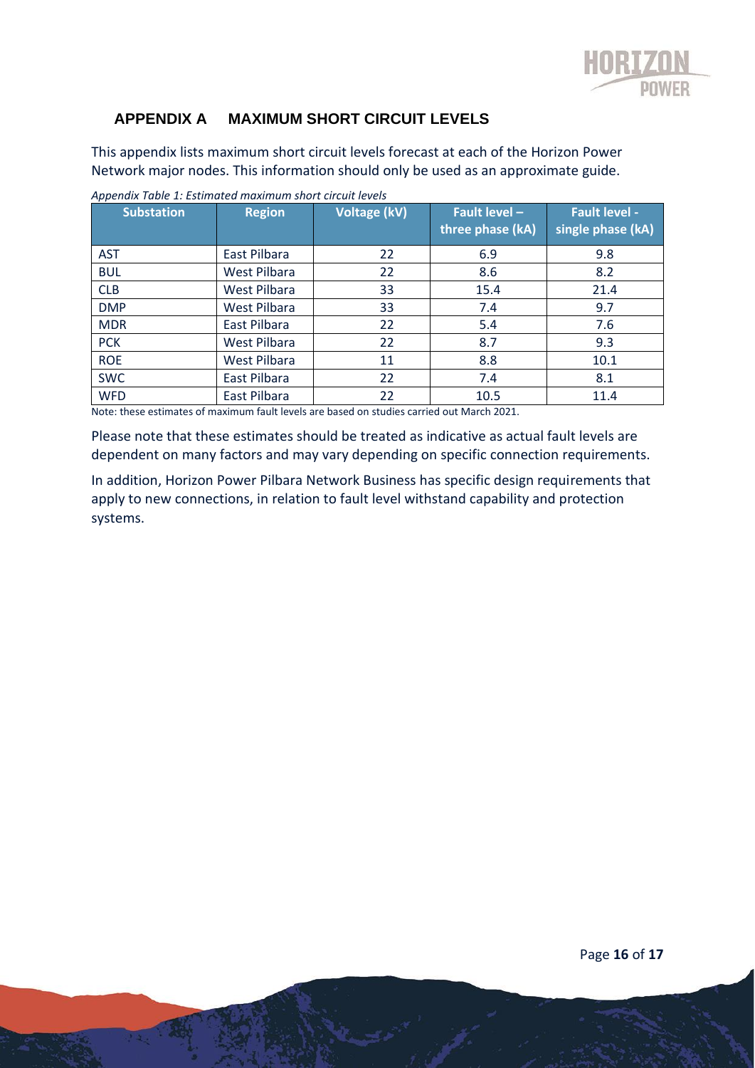## APPENDIX A MAXIMUM SHORT CIRCUIT LEVELS

This appendix lists maximum short circuit levels forecast at each of the Horizon Power Network major nodes. This information should only be used as an approximate guide.

*Appendix Table 1: Estimated maximum short circuit levels*

| Substation | Region | Voltage (kV) | Fault level – three phase (kA) | Fault level - single phase (kA) |
|---|---|---|---|---|
| AST | East Pilbara | 22 | 6.9 | 9.8 |
| BUL | West Pilbara | 22 | 8.6 | 8.2 |
| CLB | West Pilbara | 33 | 15.4 | 21.4 |
| DMP | West Pilbara | 33 | 7.4 | 9.7 |
| MDR | East Pilbara | 22 | 5.4 | 7.6 |
| PCK | West Pilbara | 22 | 8.7 | 9.3 |
| ROE | West Pilbara | 11 | 8.8 | 10.1 |
| SWC | East Pilbara | 22 | 7.4 | 8.1 |
| WFD | East Pilbara | 22 | 10.5 | 11.4 |

Note: these estimates of maximum fault levels are based on studies carried out March 2021.

Please note that these estimates should be treated as indicative as actual fault levels are dependent on many factors and may vary depending on specific connection requirements.

In addition, Horizon Power Pilbara Network Business has specific design requirements that apply to new connections, in relation to fault level withstand capability and protection systems.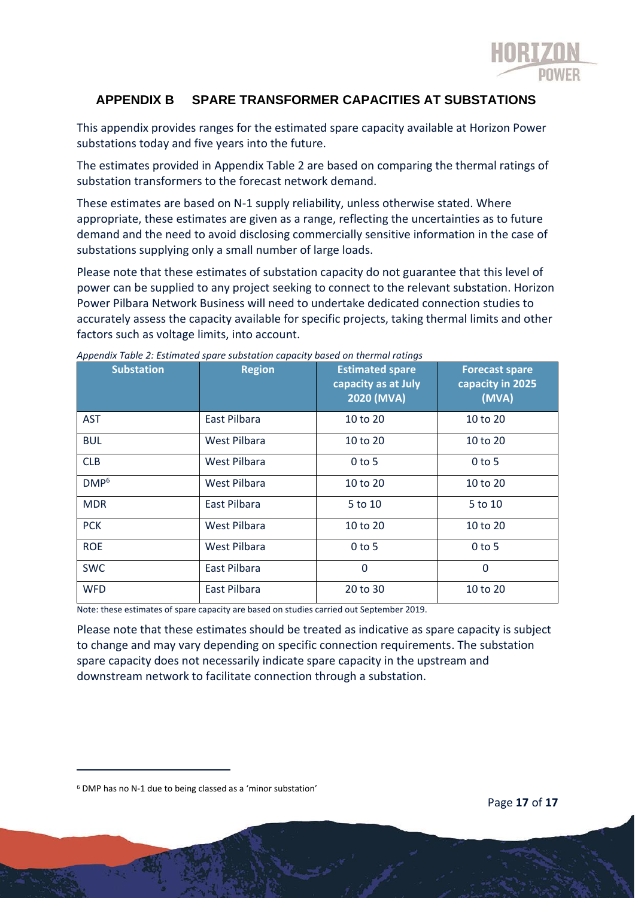## APPENDIX B SPARE TRANSFORMER CAPACITIES AT SUBSTATIONS

This appendix provides ranges for the estimated spare capacity available at Horizon Power substations today and five years into the future.

The estimates provided in Appendix Table 2 are based on comparing the thermal ratings of substation transformers to the forecast network demand.

These estimates are based on N-1 supply reliability, unless otherwise stated. Where appropriate, these estimates are given as a range, reflecting the uncertainties as to future demand and the need to avoid disclosing commercially sensitive information in the case of substations supplying only a small number of large loads.

Please note that these estimates of substation capacity do not guarantee that this level of power can be supplied to any project seeking to connect to the relevant substation. Horizon Power Pilbara Network Business will need to undertake dedicated connection studies to accurately assess the capacity available for specific projects, taking thermal limits and other factors such as voltage limits, into account.

*Appendix Table 2: Estimated spare substation capacity based on thermal ratings*

| Substation | Region | Estimated spare capacity as at July 2020 (MVA) | Forecast spare capacity in 2025 (MVA) |
|---|---|---|---|
| AST | East Pilbara | 10 to 20 | 10 to 20 |
| BUL | West Pilbara | 10 to 20 | 10 to 20 |
| CLB | West Pilbara | 0 to 5 | 0 to 5 |
| DMP[6] | West Pilbara | 10 to 20 | 10 to 20 |
| MDR | East Pilbara | 5 to 10 | 5 to 10 |
| PCK | West Pilbara | 10 to 20 | 10 to 20 |
| ROE | West Pilbara | 0 to 5 | 0 to 5 |
| SWC | East Pilbara | 0 | 0 |
| WFD | East Pilbara | 20 to 30 | 10 to 20 |

Note: these estimates of spare capacity are based on studies carried out September 2019.

Please note that these estimates should be treated as indicative as spare capacity is subject to change and may vary depending on specific connection requirements. The substation spare capacity does not necessarily indicate spare capacity in the upstream and downstream network to facilitate connection through a substation.

[6] DMP has no N-1 due to being classed as a 'minor substation'